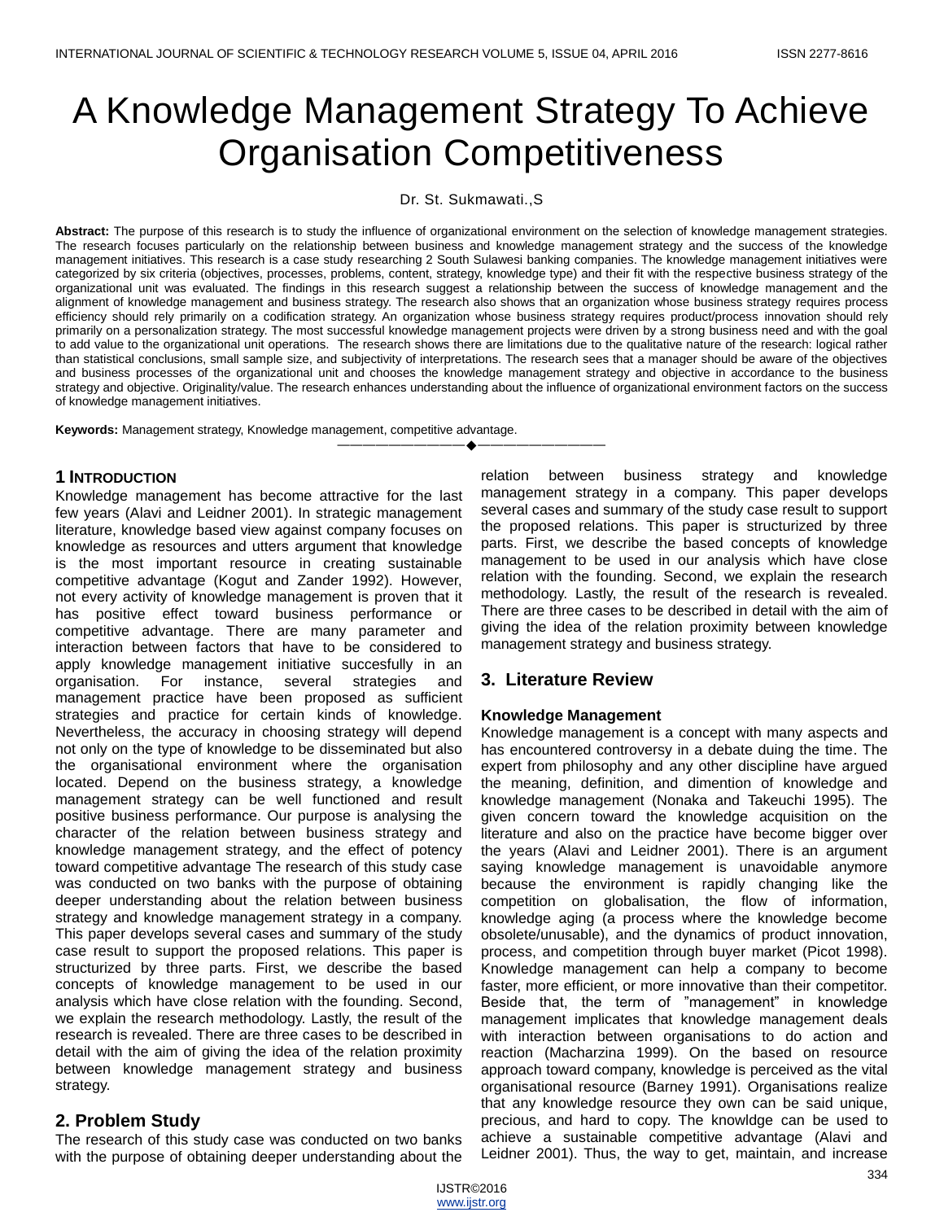# A Knowledge Management Strategy To Achieve Organisation Competitiveness

Dr. St. Sukmawati.,S

**Abstract:** The purpose of this research is to study the influence of organizational environment on the selection of knowledge management strategies. The research focuses particularly on the relationship between business and knowledge management strategy and the success of the knowledge management initiatives. This research is a case study researching 2 South Sulawesi banking companies. The knowledge management initiatives were categorized by six criteria (objectives, processes, problems, content, strategy, knowledge type) and their fit with the respective business strategy of the organizational unit was evaluated. The findings in this research suggest a relationship between the success of knowledge management and the alignment of knowledge management and business strategy. The research also shows that an organization whose business strategy requires process efficiency should rely primarily on a codification strategy. An organization whose business strategy requires product/process innovation should rely primarily on a personalization strategy. The most successful knowledge management projects were driven by a strong business need and with the goal to add value to the organizational unit operations. The research shows there are limitations due to the qualitative nature of the research: logical rather than statistical conclusions, small sample size, and subjectivity of interpretations. The research sees that a manager should be aware of the objectives and business processes of the organizational unit and chooses the knowledge management strategy and objective in accordance to the business strategy and objective. Originality/value. The research enhances understanding about the influence of organizational environment factors on the success of knowledge management initiatives.

**Keywords:** Management strategy, Knowledge management, competitive advantage.

---

## 1 INTRODUCTION

Knowledge management has become attractive for the last few years (Alavi and Leidner 2001). In strategic management literature, knowledge based view against company focuses on knowledge as resources and utters argument that knowledge is the most important resource in creating sustainable competitive advantage (Kogut and Zander 1992). However, not every activity of knowledge management is proven that it has positive effect toward business performance or competitive advantage. There are many parameter and interaction between factors that have to be considered to apply knowledge management initiative succesfully in an organisation. For instance, several strategies and management practice have been proposed as sufficient strategies and practice for certain kinds of knowledge. Nevertheless, the accuracy in choosing strategy will depend not only on the type of knowledge to be disseminated but also the organisational environment where the organisation located. Depend on the business strategy, a knowledge management strategy can be well functioned and result positive business performance. Our purpose is analysing the character of the relation between business strategy and knowledge management strategy, and the effect of potency toward competitive advantage The research of this study case was conducted on two banks with the purpose of obtaining deeper understanding about the relation between business strategy and knowledge management strategy in a company. This paper develops several cases and summary of the study case result to support the proposed relations. This paper is structurized by three parts. First, we describe the based concepts of knowledge management to be used in our analysis which have close relation with the founding. Second, we explain the research methodology. Lastly, the result of the research is revealed. There are three cases to be described in detail with the aim of giving the idea of the relation proximity between knowledge management strategy and business strategy.

## 2. Problem Study

The research of this study case was conducted on two banks with the purpose of obtaining deeper understanding about the relation between business strategy and knowledge management strategy in a company. This paper develops several cases and summary of the study case result to support the proposed relations. This paper is structurized by three parts. First, we describe the based concepts of knowledge management to be used in our analysis which have close relation with the founding. Second, we explain the research methodology. Lastly, the result of the research is revealed. There are three cases to be described in detail with the aim of giving the idea of the relation proximity between knowledge management strategy and business strategy.

## 3. Literature Review

### Knowledge Management

Knowledge management is a concept with many aspects and has encountered controversy in a debate duing the time. The expert from philosophy and any other discipline have argued the meaning, definition, and dimention of knowledge and knowledge management (Nonaka and Takeuchi 1995). The given concern toward the knowledge acquisition on the literature and also on the practice have become bigger over the years (Alavi and Leidner 2001). There is an argument saying knowledge management is unavoidable anymore because the environment is rapidly changing like the competition on globalisation, the flow of information, knowledge aging (a process where the knowledge become obsolete/unusable), and the dynamics of product innovation, process, and competition through buyer market (Picot 1998). Knowledge management can help a company to become faster, more efficient, or more innovative than their competitor. Beside that, the term of "management" in knowledge management implicates that knowledge management deals with interaction between organisations to do action and reaction (Macharzina 1999). On the based on resource approach toward company, knowledge is perceived as the vital organisational resource (Barney 1991). Organisations realize that any knowledge resource they own can be said unique, precious, and hard to copy. The knowldge can be used to achieve a sustainable competitive advantage (Alavi and Leidner 2001). Thus, the way to get, maintain, and increase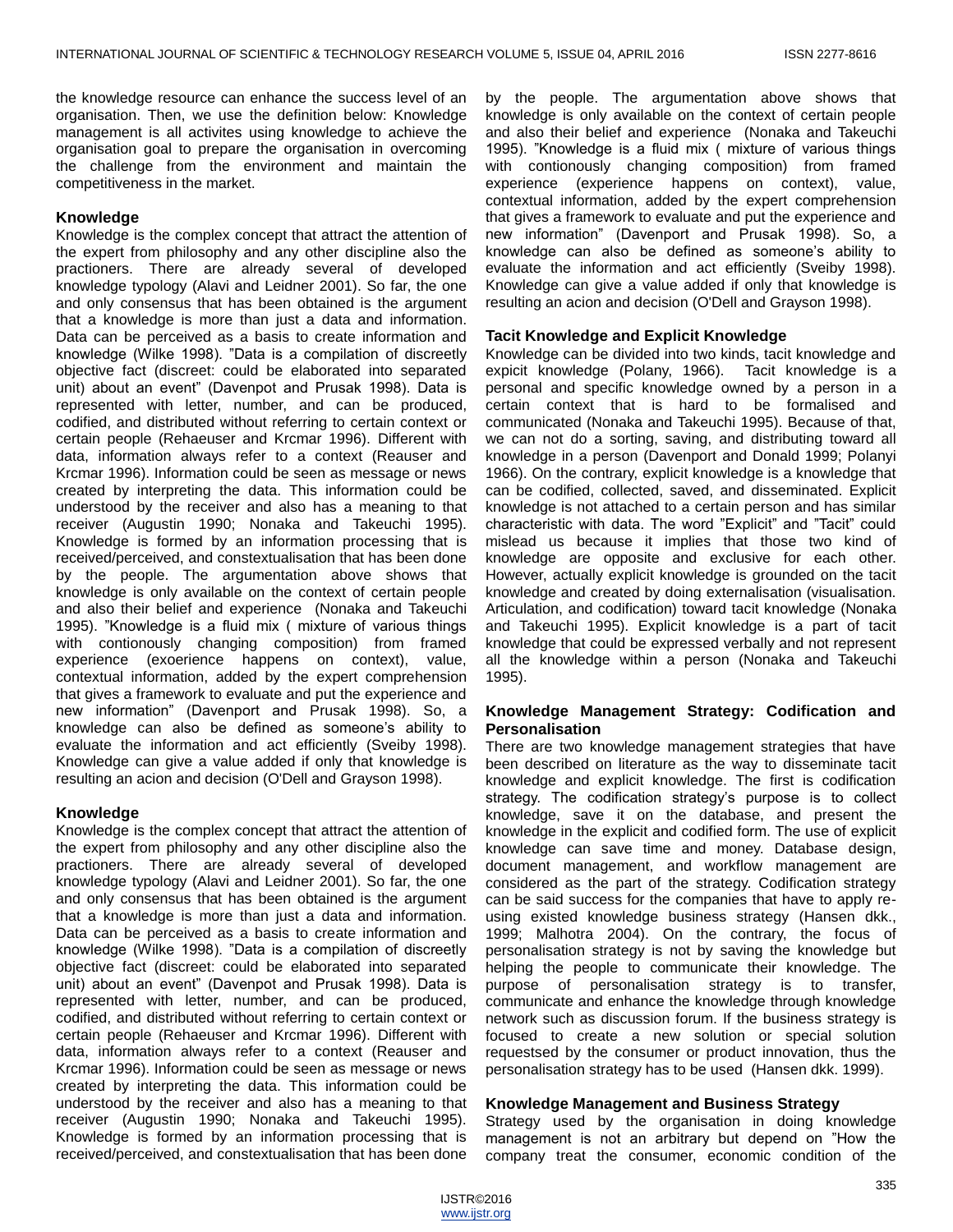the knowledge resource can enhance the success level of an organisation. Then, we use the definition below: Knowledge management is all activites using knowledge to achieve the organisation goal to prepare the organisation in overcoming the challenge from the environment and maintain the competitiveness in the market.

### Knowledge

Knowledge is the complex concept that attract the attention of the expert from philosophy and any other discipline also the practioners. There are already several of developed knowledge typology (Alavi and Leidner 2001). So far, the one and only consensus that has been obtained is the argument that a knowledge is more than just a data and information. Data can be perceived as a basis to create information and knowledge (Wilke 1998). "Data is a compilation of discreetly objective fact (discreet: could be elaborated into separated unit) about an event" (Davenpot and Prusak 1998). Data is represented with letter, number, and can be produced, codified, and distributed without referring to certain context or certain people (Rehaeuser and Krcmar 1996). Different with data, information always refer to a context (Reauser and Krcmar 1996). Information could be seen as message or news created by interpreting the data. This information could be understood by the receiver and also has a meaning to that receiver (Augustin 1990; Nonaka and Takeuchi 1995). Knowledge is formed by an information processing that is received/perceived, and constextualisation that has been done by the people. The argumentation above shows that knowledge is only available on the context of certain people and also their belief and experience (Nonaka and Takeuchi 1995). "Knowledge is a fluid mix ( mixture of various things with contionously changing composition) from framed experience (exoerience happens on context), value, contextual information, added by the expert comprehension that gives a framework to evaluate and put the experience and new information" (Davenport and Prusak 1998). So, a knowledge can also be defined as someone's ability to evaluate the information and act efficiently (Sveiby 1998). Knowledge can give a value added if only that knowledge is resulting an acion and decision (O'Dell and Grayson 1998).

### Knowledge

Knowledge is the complex concept that attract the attention of the expert from philosophy and any other discipline also the practioners. There are already several of developed knowledge typology (Alavi and Leidner 2001). So far, the one and only consensus that has been obtained is the argument that a knowledge is more than just a data and information. Data can be perceived as a basis to create information and knowledge (Wilke 1998). "Data is a compilation of discreetly objective fact (discreet: could be elaborated into separated unit) about an event" (Davenpot and Prusak 1998). Data is represented with letter, number, and can be produced, codified, and distributed without referring to certain context or certain people (Rehaeuser and Krcmar 1996). Different with data, information always refer to a context (Reauser and Krcmar 1996). Information could be seen as message or news created by interpreting the data. This information could be understood by the receiver and also has a meaning to that receiver (Augustin 1990; Nonaka and Takeuchi 1995). Knowledge is formed by an information processing that is received/perceived, and constextualisation that has been done by the people. The argumentation above shows that knowledge is only available on the context of certain people and also their belief and experience (Nonaka and Takeuchi 1995). "Knowledge is a fluid mix ( mixture of various things with contionously changing composition) from framed experience (experience happens on context), value, contextual information, added by the expert comprehension that gives a framework to evaluate and put the experience and new information" (Davenport and Prusak 1998). So, a knowledge can also be defined as someone's ability to evaluate the information and act efficiently (Sveiby 1998). Knowledge can give a value added if only that knowledge is resulting an acion and decision (O'Dell and Grayson 1998).

### Tacit Knowledge and Explicit Knowledge

Knowledge can be divided into two kinds, tacit knowledge and expicit knowledge (Polany, 1966). Tacit knowledge is a personal and specific knowledge owned by a person in a certain context that is hard to be formalised and communicated (Nonaka and Takeuchi 1995). Because of that, we can not do a sorting, saving, and distributing toward all knowledge in a person (Davenport and Donald 1999; Polanyi 1966). On the contrary, explicit knowledge is a knowledge that can be codified, collected, saved, and disseminated. Explicit knowledge is not attached to a certain person and has similar characteristic with data. The word "Explicit" and "Tacit" could mislead us because it implies that those two kind of knowledge are opposite and exclusive for each other. However, actually explicit knowledge is grounded on the tacit knowledge and created by doing externalisation (visualisation. Articulation, and codification) toward tacit knowledge (Nonaka and Takeuchi 1995). Explicit knowledge is a part of tacit knowledge that could be expressed verbally and not represent all the knowledge within a person (Nonaka and Takeuchi 1995).

### Knowledge Management Strategy: Codification and Personalisation

There are two knowledge management strategies that have been described on literature as the way to disseminate tacit knowledge and explicit knowledge. The first is codification strategy. The codification strategy's purpose is to collect knowledge, save it on the database, and present the knowledge in the explicit and codified form. The use of explicit knowledge can save time and money. Database design, document management, and workflow management are considered as the part of the strategy. Codification strategy can be said success for the companies that have to apply re-using existed knowledge business strategy (Hansen dkk., 1999; Malhotra 2004). On the contrary, the focus of personalisation strategy is not by saving the knowledge but helping the people to communicate their knowledge. The purpose of personalisation strategy is to transfer, communicate and enhance the knowledge through knowledge network such as discussion forum. If the business strategy is focused to create a new solution or special solution requestsed by the consumer or product innovation, thus the personalisation strategy has to be used (Hansen dkk. 1999).

### Knowledge Management and Business Strategy

Strategy used by the organisation in doing knowledge management is not an arbitrary but depend on "How the company treat the consumer, economic condition of the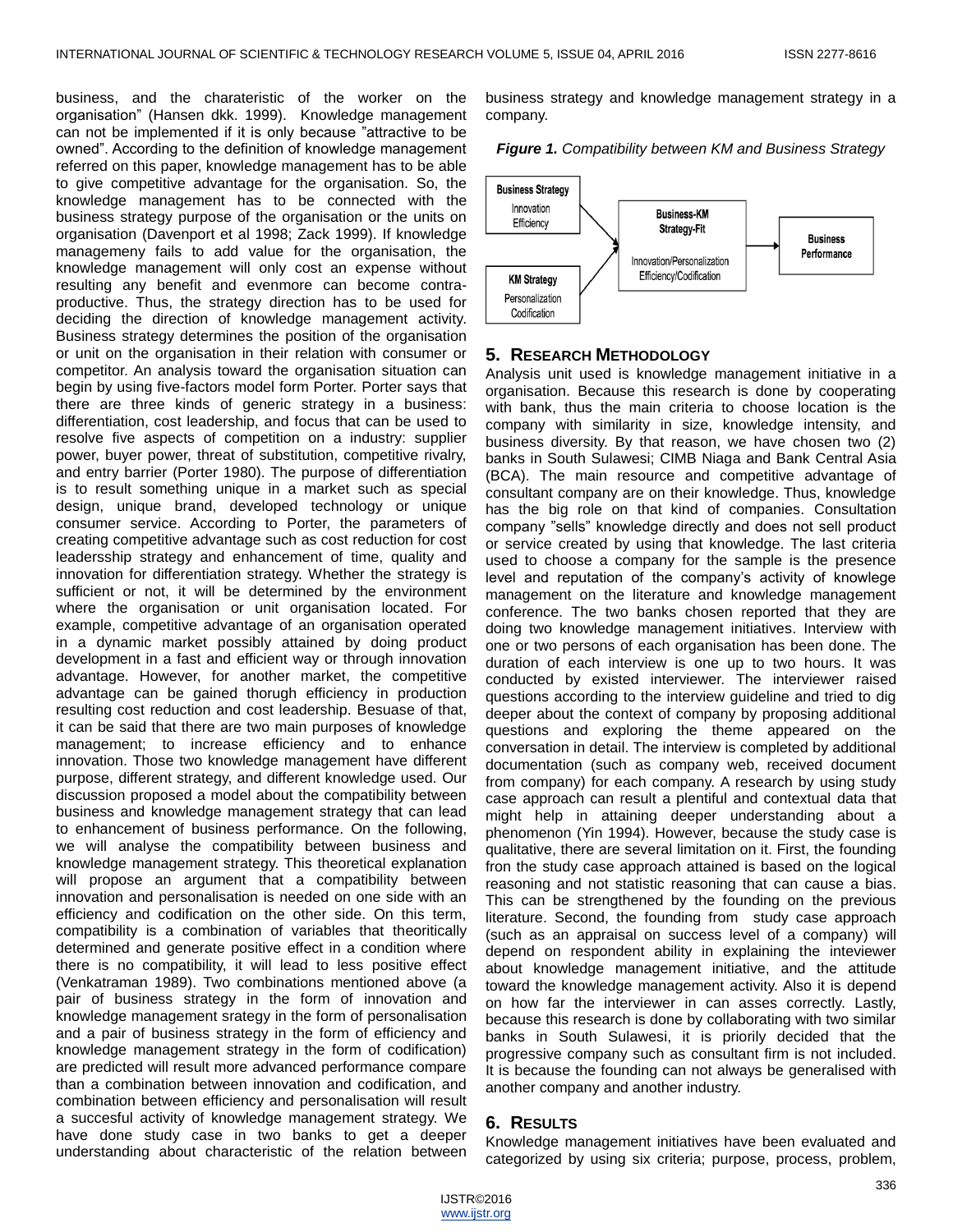business, and the charateristic of the worker on the organisation" (Hansen dkk. 1999). Knowledge management can not be implemented if it is only because "attractive to be owned". According to the definition of knowledge management referred on this paper, knowledge management has to be able to give competitive advantage for the organisation. So, the knowledge management has to be connected with the business strategy purpose of the organisation or the units on organisation (Davenport et al 1998; Zack 1999). If knowledge managemeny fails to add value for the organisation, the knowledge management will only cost an expense without resulting any benefit and evenmore can become contra-productive. Thus, the strategy direction has to be used for deciding the direction of knowledge management activity. Business strategy determines the position of the organisation or unit on the organisation in their relation with consumer or competitor. An analysis toward the organisation situation can begin by using five-factors model form Porter. Porter says that there are three kinds of generic strategy in a business: differentiation, cost leadership, and focus that can be used to resolve five aspects of competition on a industry: supplier power, buyer power, threat of substitution, competitive rivalry, and entry barrier (Porter 1980). The purpose of differentiation is to result something unique in a market such as special design, unique brand, developed technology or unique consumer service. According to Porter, the parameters of creating competitive advantage such as cost reduction for cost leadersship strategy and enhancement of time, quality and innovation for differentiation strategy. Whether the strategy is sufficient or not, it will be determined by the environment where the organisation or unit organisation located. For example, competitive advantage of an organisation operated in a dynamic market possibly attained by doing product development in a fast and efficient way or through innovation advantage. However, for another market, the competitive advantage can be gained thorugh efficiency in production resulting cost reduction and cost leadership. Besuase of that, it can be said that there are two main purposes of knowledge management; to increase efficiency and to enhance innovation. Those two knowledge management have different purpose, different strategy, and different knowledge used. Our discussion proposed a model about the compatibility between business and knowledge management strategy that can lead to enhancement of business performance. On the following, we will analyse the compatibility between business and knowledge management strategy. This theoretical explanation will propose an argument that a compatibility between innovation and personalisation is needed on one side with an efficiency and codification on the other side. On this term, compatibility is a combination of variables that theoritically determined and generate positive effect in a condition where there is no compatibility, it will lead to less positive effect (Venkatraman 1989). Two combinations mentioned above (a pair of business strategy in the form of innovation and knowledge management srategy in the form of personalisation and a pair of business strategy in the form of efficiency and knowledge management strategy in the form of codification) are predicted will result more advanced performance compare than a combination between innovation and codification, and combination between efficiency and personalisation will result a succesful activity of knowledge management strategy. We have done study case in two banks to get a deeper understanding about characteristic of the relation between business strategy and knowledge management strategy in a company.

***Figure 1.*** *Compatibility between KM and Business Strategy*

## 5. Research Methodology

Analysis unit used is knowledge management initiative in a organisation. Because this research is done by cooperating with bank, thus the main criteria to choose location is the company with similarity in size, knowledge intensity, and business diversity. By that reason, we have chosen two (2) banks in South Sulawesi; CIMB Niaga and Bank Central Asia (BCA). The main resource and competitive advantage of consultant company are on their knowledge. Thus, knowledge has the big role on that kind of companies. Consultation company "sells" knowledge directly and does not sell product or service created by using that knowledge. The last criteria used to choose a company for the sample is the presence level and reputation of the company's activity of knowlege management on the literature and knowledge management conference. The two banks chosen reported that they are doing two knowledge management initiatives. Interview with one or two persons of each organisation has been done. The duration of each interview is one up to two hours. It was conducted by existed interviewer. The interviewer raised questions according to the interview guideline and tried to dig deeper about the context of company by proposing additional questions and exploring the theme appeared on the conversation in detail. The interview is completed by additional documentation (such as company web, received document from company) for each company. A research by using study case approach can result a plentiful and contextual data that might help in attaining deeper understanding about a phenomenon (Yin 1994). However, because the study case is qualitative, there are several limitation on it. First, the founding fron the study case approach attained is based on the logical reasoning and not statistic reasoning that can cause a bias. This can be strengthened by the founding on the previous literature. Second, the founding from study case approach (such as an appraisal on success level of a company) will depend on respondent ability in explaining the inteviewer about knowledge management initiative, and the attitude toward the knowledge management activity. Also it is depend on how far the interviewer in can asses correctly. Lastly, because this research is done by collaborating with two similar banks in South Sulawesi, it is priorily decided that the progressive company such as consultant firm is not included. It is because the founding can not always be generalised with another company and another industry.

## 6. Results

Knowledge management initiatives have been evaluated and categorized by using six criteria; purpose, process, problem,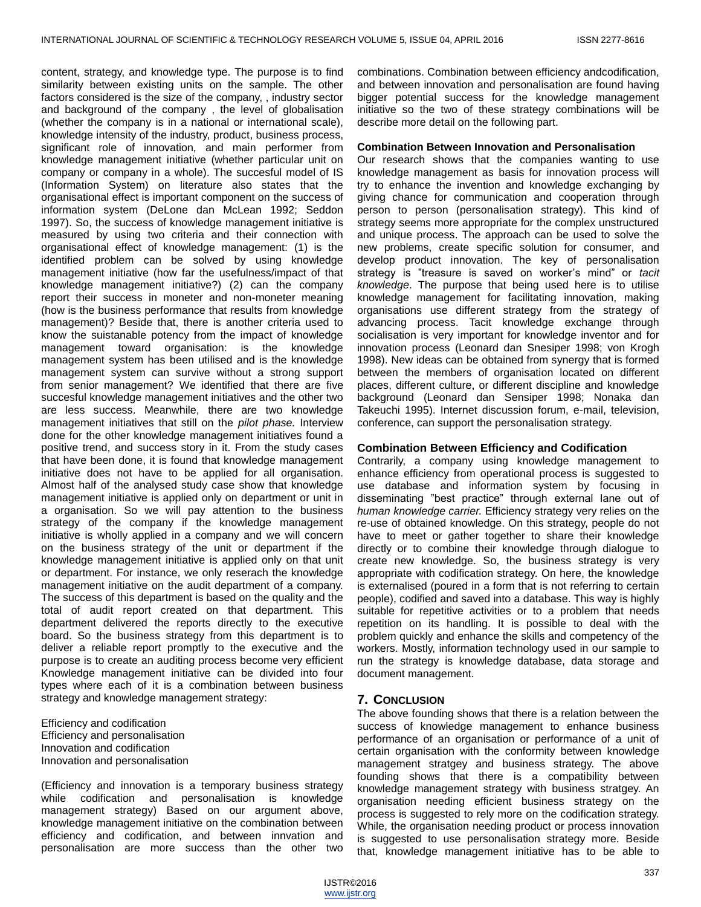content, strategy, and knowledge type. The purpose is to find similarity between existing units on the sample. The other factors considered is the size of the company, , industry sector and background of the company , the level of globalisation (whether the company is in a national or international scale), knowledge intensity of the industry, product, business process, significant role of innovation, and main performer from knowledge management initiative (whether particular unit on company or company in a whole). The succesful model of IS (Information System) on literature also states that the organisational effect is important component on the success of information system (DeLone dan McLean 1992; Seddon 1997). So, the success of knowledge management initiative is measured by using two criteria and their connection with organisational effect of knowledge management: (1) is the identified problem can be solved by using knowledge management initiative (how far the usefulness/impact of that knowledge management initiative?) (2) can the company report their success in moneter and non-moneter meaning (how is the business performance that results from knowledge management)? Beside that, there is another criteria used to know the suistanable potency from the impact of knowledge management toward organisation: is the knowledge management system has been utilised and is the knowledge management system can survive without a strong support from senior management? We identified that there are five succesful knowledge management initiatives and the other two are less success. Meanwhile, there are two knowledge management initiatives that still on the *pilot phase.* Interview done for the other knowledge management initiatives found a positive trend, and success story in it. From the study cases that have been done, it is found that knowledge management initiative does not have to be applied for all organisation. Almost half of the analysed study case show that knowledge management initiative is applied only on department or unit in a organisation. So we will pay attention to the business strategy of the company if the knowledge management initiative is wholly applied in a company and we will concern on the business strategy of the unit or department if the knowledge management initiative is applied only on that unit or department. For instance, we only reserach the knowledge management initiative on the audit department of a company. The success of this department is based on the quality and the total of audit report created on that department. This department delivered the reports directly to the executive board. So the business strategy from this department is to deliver a reliable report promptly to the executive and the purpose is to create an auditing process become very efficient Knowledge management initiative can be divided into four types where each of it is a combination between business strategy and knowledge management strategy:

Efficiency and codification
Efficiency and personalisation
Innovation and codification
Innovation and personalisation

(Efficiency and innovation is a temporary business strategy while codification and personalisation is knowledge management strategy) Based on our argument above, knowledge management initiative on the combination between efficiency and codification, and between innvation and personalisation are more success than the other two combinations. Combination between efficiency andcodification, and between innovation and personalisation are found having bigger potential success for the knowledge management initiative so the two of these strategy combinations will be describe more detail on the following part.

**Combination Between Innovation and Personalisation**

Our research shows that the companies wanting to use knowledge management as basis for innovation process will try to enhance the invention and knowledge exchanging by giving chance for communication and cooperation through person to person (personalisation strategy). This kind of strategy seems more appropriate for the complex unstructured and unique process. The approach can be used to solve the new problems, create specific solution for consumer, and develop product innovation. The key of personalisation strategy is "treasure is saved on worker's mind" or *tacit knowledge*. The purpose that being used here is to utilise knowledge management for facilitating innovation, making organisations use different strategy from the strategy of advancing process. Tacit knowledge exchange through socialisation is very important for knowledge inventor and for innovation process (Leonard dan Snesiper 1998; von Krogh 1998). New ideas can be obtained from synergy that is formed between the members of organisation located on different places, different culture, or different discipline and knowledge background (Leonard dan Sensiper 1998; Nonaka dan Takeuchi 1995). Internet discussion forum, e-mail, television, conference, can support the personalisation strategy.

**Combination Between Efficiency and Codification**

Contrarily, a company using knowledge management to enhance efficiency from operational process is suggested to use database and information system by focusing in disseminating "best practice" through external lane out of *human knowledge carrier.* Efficiency strategy very relies on the re-use of obtained knowledge. On this strategy, people do not have to meet or gather together to share their knowledge directly or to combine their knowledge through dialogue to create new knowledge. So, the business strategy is very appropriate with codification strategy. On here, the knowledge is externalised (poured in a form that is not referring to certain people), codified and saved into a database. This way is highly suitable for repetitive activities or to a problem that needs repetition on its handling. It is possible to deal with the problem quickly and enhance the skills and competency of the workers. Mostly, information technology used in our sample to run the strategy is knowledge database, data storage and document management.

## 7. Conclusion

The above founding shows that there is a relation between the success of knowledge management to enhance business performance of an organisation or performance of a unit of certain organisation with the conformity between knowledge management stratgey and business strategy. The above founding shows that there is a compatibility between knowledge management strategy with business stratgey. An organisation needing efficient business strategy on the process is suggested to rely more on the codification strategy. While, the organisation needing product or process innovation is suggested to use personalisation strategy more. Beside that, knowledge management initiative has to be able to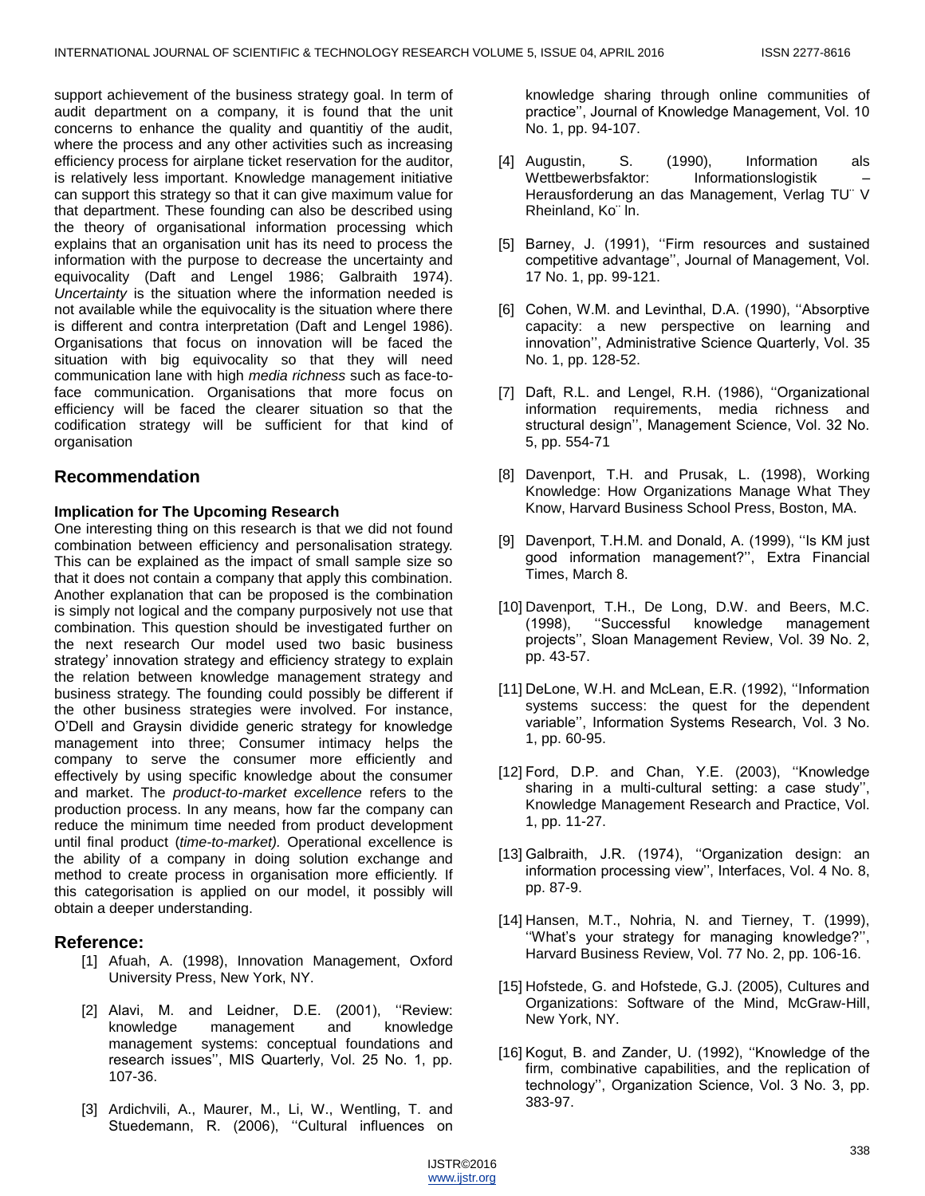support achievement of the business strategy goal. In term of audit department on a company, it is found that the unit concerns to enhance the quality and quantitiy of the audit, where the process and any other activities such as increasing efficiency process for airplane ticket reservation for the auditor, is relatively less important. Knowledge management initiative can support this strategy so that it can give maximum value for that department. These founding can also be described using the theory of organisational information processing which explains that an organisation unit has its need to process the information with the purpose to decrease the uncertainty and equivocality (Daft and Lengel 1986; Galbraith 1974). *Uncertainty* is the situation where the information needed is not available while the equivocality is the situation where there is different and contra interpretation (Daft and Lengel 1986). Organisations that focus on innovation will be faced the situation with big equivocality so that they will need communication lane with high *media richness* such as face-to-face communication. Organisations that more focus on efficiency will be faced the clearer situation so that the codification strategy will be sufficient for that kind of organisation

## Recommendation

### Implication for The Upcoming Research

One interesting thing on this research is that we did not found combination between efficiency and personalisation strategy. This can be explained as the impact of small sample size so that it does not contain a company that apply this combination. Another explanation that can be proposed is the combination is simply not logical and the company purposively not use that combination. This question should be investigated further on the next research Our model used two basic business strategy' innovation strategy and efficiency strategy to explain the relation between knowledge management strategy and business strategy. The founding could possibly be different if the other business strategies were involved. For instance, O'Dell and Graysin dividide generic strategy for knowledge management into three; Consumer intimacy helps the company to serve the consumer more efficiently and effectively by using specific knowledge about the consumer and market. The *product-to-market excellence* refers to the production process. In any means, how far the company can reduce the minimum time needed from product development until final product (*time-to-market).* Operational excellence is the ability of a company in doing solution exchange and method to create process in organisation more efficiently. If this categorisation is applied on our model, it possibly will obtain a deeper understanding.

## Reference:

[1] Afuah, A. (1998), Innovation Management, Oxford University Press, New York, NY.

[2] Alavi, M. and Leidner, D.E. (2001), ''Review: knowledge management and knowledge management systems: conceptual foundations and research issues'', MIS Quarterly, Vol. 25 No. 1, pp. 107-36.

[3] Ardichvili, A., Maurer, M., Li, W., Wentling, T. and Stuedemann, R. (2006), ''Cultural influences on knowledge sharing through online communities of practice'', Journal of Knowledge Management, Vol. 10 No. 1, pp. 94-107.

[4] Augustin, S. (1990), Information als Wettbewerbsfaktor: Informationslogistik – Herausforderung an das Management, Verlag TU¨ V Rheinland, Ko¨ ln.

[5] Barney, J. (1991), ''Firm resources and sustained competitive advantage'', Journal of Management, Vol. 17 No. 1, pp. 99-121.

[6] Cohen, W.M. and Levinthal, D.A. (1990), ''Absorptive capacity: a new perspective on learning and innovation'', Administrative Science Quarterly, Vol. 35 No. 1, pp. 128-52.

[7] Daft, R.L. and Lengel, R.H. (1986), ''Organizational information requirements, media richness and structural design'', Management Science, Vol. 32 No. 5, pp. 554-71

[8] Davenport, T.H. and Prusak, L. (1998), Working Knowledge: How Organizations Manage What They Know, Harvard Business School Press, Boston, MA.

[9] Davenport, T.H.M. and Donald, A. (1999), ''Is KM just good information management?'', Extra Financial Times, March 8.

[10] Davenport, T.H., De Long, D.W. and Beers, M.C. (1998), ''Successful knowledge management projects'', Sloan Management Review, Vol. 39 No. 2, pp. 43-57.

[11] DeLone, W.H. and McLean, E.R. (1992), ''Information systems success: the quest for the dependent variable'', Information Systems Research, Vol. 3 No. 1, pp. 60-95.

[12] Ford, D.P. and Chan, Y.E. (2003), ''Knowledge sharing in a multi-cultural setting: a case study'', Knowledge Management Research and Practice, Vol. 1, pp. 11-27.

[13] Galbraith, J.R. (1974), ''Organization design: an information processing view'', Interfaces, Vol. 4 No. 8, pp. 87-9.

[14] Hansen, M.T., Nohria, N. and Tierney, T. (1999), ''What's your strategy for managing knowledge?'', Harvard Business Review, Vol. 77 No. 2, pp. 106-16.

[15] Hofstede, G. and Hofstede, G.J. (2005), Cultures and Organizations: Software of the Mind, McGraw-Hill, New York, NY.

[16] Kogut, B. and Zander, U. (1992), ''Knowledge of the firm, combinative capabilities, and the replication of technology'', Organization Science, Vol. 3 No. 3, pp. 383-97.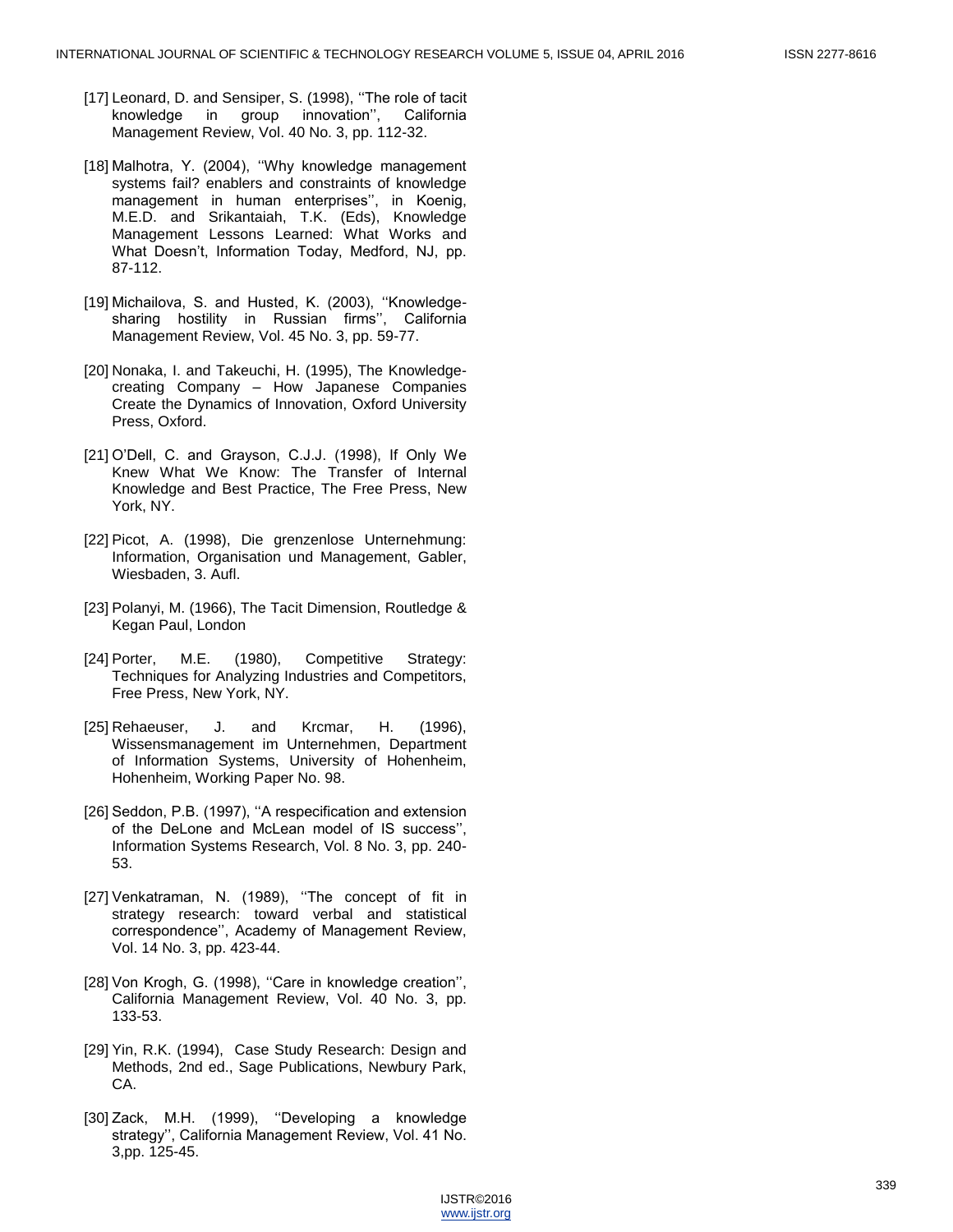[17] Leonard, D. and Sensiper, S. (1998), ''The role of tacit knowledge in group innovation'', California Management Review, Vol. 40 No. 3, pp. 112-32.

[18] Malhotra, Y. (2004), ''Why knowledge management systems fail? enablers and constraints of knowledge management in human enterprises'', in Koenig, M.E.D. and Srikantaiah, T.K. (Eds), Knowledge Management Lessons Learned: What Works and What Doesn't, Information Today, Medford, NJ, pp. 87-112.

[19] Michailova, S. and Husted, K. (2003), ''Knowledge-sharing hostility in Russian firms'', California Management Review, Vol. 45 No. 3, pp. 59-77.

[20] Nonaka, I. and Takeuchi, H. (1995), The Knowledge-creating Company – How Japanese Companies Create the Dynamics of Innovation, Oxford University Press, Oxford.

[21] O'Dell, C. and Grayson, C.J.J. (1998), If Only We Knew What We Know: The Transfer of Internal Knowledge and Best Practice, The Free Press, New York, NY.

[22] Picot, A. (1998), Die grenzenlose Unternehmung: Information, Organisation und Management, Gabler, Wiesbaden, 3. Aufl.

[23] Polanyi, M. (1966), The Tacit Dimension, Routledge & Kegan Paul, London

[24] Porter, M.E. (1980), Competitive Strategy: Techniques for Analyzing Industries and Competitors, Free Press, New York, NY.

[25] Rehaeuser, J. and Krcmar, H. (1996), Wissensmanagement im Unternehmen, Department of Information Systems, University of Hohenheim, Hohenheim, Working Paper No. 98.

[26] Seddon, P.B. (1997), ''A respecification and extension of the DeLone and McLean model of IS success'', Information Systems Research, Vol. 8 No. 3, pp. 240-53.

[27] Venkatraman, N. (1989), ''The concept of fit in strategy research: toward verbal and statistical correspondence'', Academy of Management Review, Vol. 14 No. 3, pp. 423-44.

[28] Von Krogh, G. (1998), ''Care in knowledge creation'', California Management Review, Vol. 40 No. 3, pp. 133-53.

[29] Yin, R.K. (1994), Case Study Research: Design and Methods, 2nd ed., Sage Publications, Newbury Park, CA.

[30] Zack, M.H. (1999), ''Developing a knowledge strategy'', California Management Review, Vol. 41 No. 3,pp. 125-45.